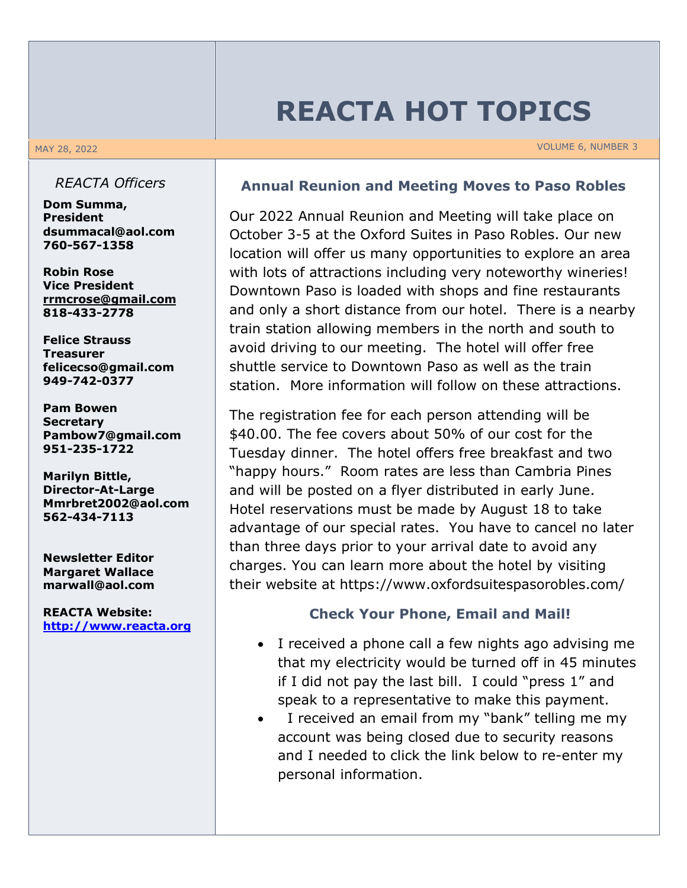# REACTA HOT TOPICS

MAY 28, 2022

VOLUME 6, NUMBER 3

*REACTA Officers*

**Dom Summa,**
**President**
**dsummacal@aol.com**
**760-567-1358**

**Robin Rose**
**Vice President**
**rrmcrose@gmail.com**
**818-433-2778**

**Felice Strauss**
**Treasurer**
**felicecso@gmail.com**
**949-742-0377**

**Pam Bowen**
**Secretary**
**Pambow7@gmail.com**
**951-235-1722**

**Marilyn Bittle,**
**Director-At-Large**
**Mmrbret2002@aol.com**
**562-434-7113**

**Newsletter Editor**
**Margaret Wallace**
**marwall@aol.com**

**REACTA Website:**
**http://www.reacta.org**

## Annual Reunion and Meeting Moves to Paso Robles

Our 2022 Annual Reunion and Meeting will take place on October 3-5 at the Oxford Suites in Paso Robles. Our new location will offer us many opportunities to explore an area with lots of attractions including very noteworthy wineries! Downtown Paso is loaded with shops and fine restaurants and only a short distance from our hotel. There is a nearby train station allowing members in the north and south to avoid driving to our meeting. The hotel will offer free shuttle service to Downtown Paso as well as the train station. More information will follow on these attractions.

The registration fee for each person attending will be $40.00. The fee covers about 50% of our cost for the Tuesday dinner. The hotel offers free breakfast and two "happy hours." Room rates are less than Cambria Pines and will be posted on a flyer distributed in early June. Hotel reservations must be made by August 18 to take advantage of our special rates. You have to cancel no later than three days prior to your arrival date to avoid any charges. You can learn more about the hotel by visiting their website at https://www.oxfordsuitespasorobles.com/

## Check Your Phone, Email and Mail!

- I received a phone call a few nights ago advising me that my electricity would be turned off in 45 minutes if I did not pay the last bill. I could "press 1" and speak to a representative to make this payment.
- I received an email from my "bank" telling me my account was being closed due to security reasons and I needed to click the link below to re-enter my personal information.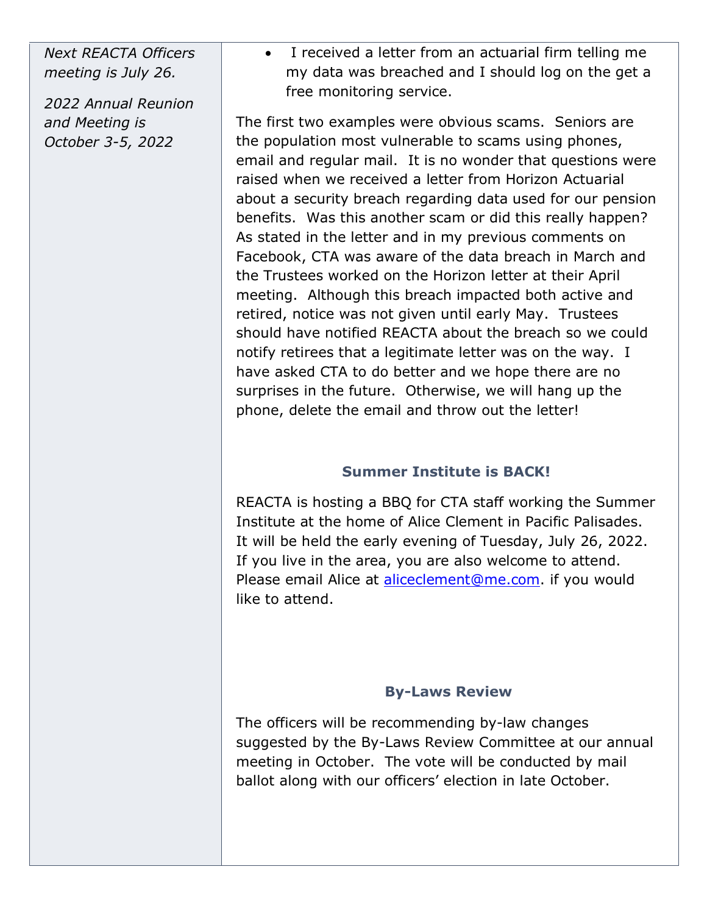*Next REACTA Officers meeting is July 26.*

*2022 Annual Reunion and Meeting is October 3-5, 2022*

- I received a letter from an actuarial firm telling me my data was breached and I should log on the get a free monitoring service.

The first two examples were obvious scams. Seniors are the population most vulnerable to scams using phones, email and regular mail. It is no wonder that questions were raised when we received a letter from Horizon Actuarial about a security breach regarding data used for our pension benefits. Was this another scam or did this really happen? As stated in the letter and in my previous comments on Facebook, CTA was aware of the data breach in March and the Trustees worked on the Horizon letter at their April meeting. Although this breach impacted both active and retired, notice was not given until early May. Trustees should have notified REACTA about the breach so we could notify retirees that a legitimate letter was on the way. I have asked CTA to do better and we hope there are no surprises in the future. Otherwise, we will hang up the phone, delete the email and throw out the letter!

## Summer Institute is BACK!

REACTA is hosting a BBQ for CTA staff working the Summer Institute at the home of Alice Clement in Pacific Palisades. It will be held the early evening of Tuesday, July 26, 2022. If you live in the area, you are also welcome to attend. Please email Alice at aliceclement@me.com. if you would like to attend.

## By-Laws Review

The officers will be recommending by-law changes suggested by the By-Laws Review Committee at our annual meeting in October. The vote will be conducted by mail ballot along with our officers' election in late October.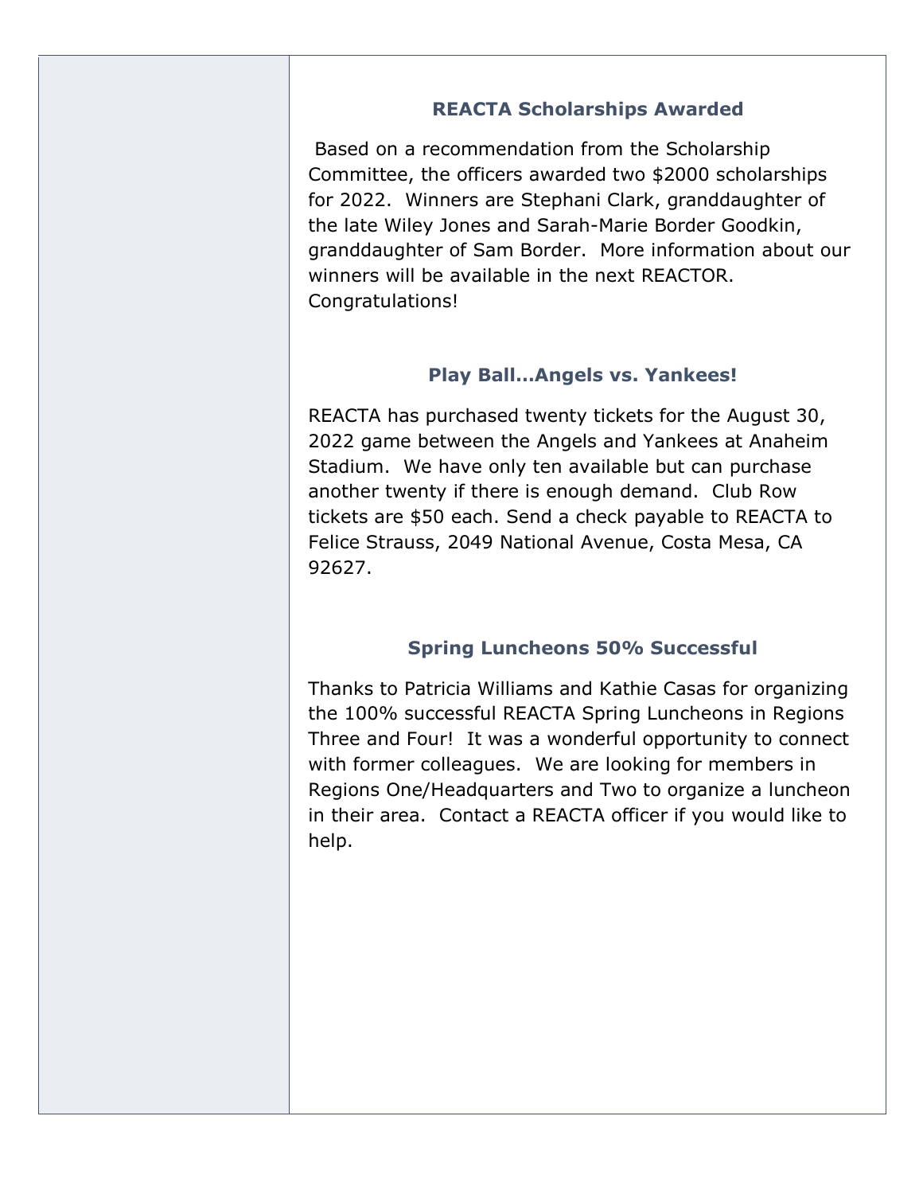### REACTA Scholarships Awarded

Based on a recommendation from the Scholarship Committee, the officers awarded two $2000 scholarships for 2022. Winners are Stephani Clark, granddaughter of the late Wiley Jones and Sarah-Marie Border Goodkin, granddaughter of Sam Border. More information about our winners will be available in the next REACTOR. Congratulations!

### Play Ball…Angels vs. Yankees!

REACTA has purchased twenty tickets for the August 30, 2022 game between the Angels and Yankees at Anaheim Stadium. We have only ten available but can purchase another twenty if there is enough demand. Club Row tickets are $50 each. Send a check payable to REACTA to Felice Strauss, 2049 National Avenue, Costa Mesa, CA 92627.

### Spring Luncheons 50% Successful

Thanks to Patricia Williams and Kathie Casas for organizing the 100% successful REACTA Spring Luncheons in Regions Three and Four! It was a wonderful opportunity to connect with former colleagues. We are looking for members in Regions One/Headquarters and Two to organize a luncheon in their area. Contact a REACTA officer if you would like to help.